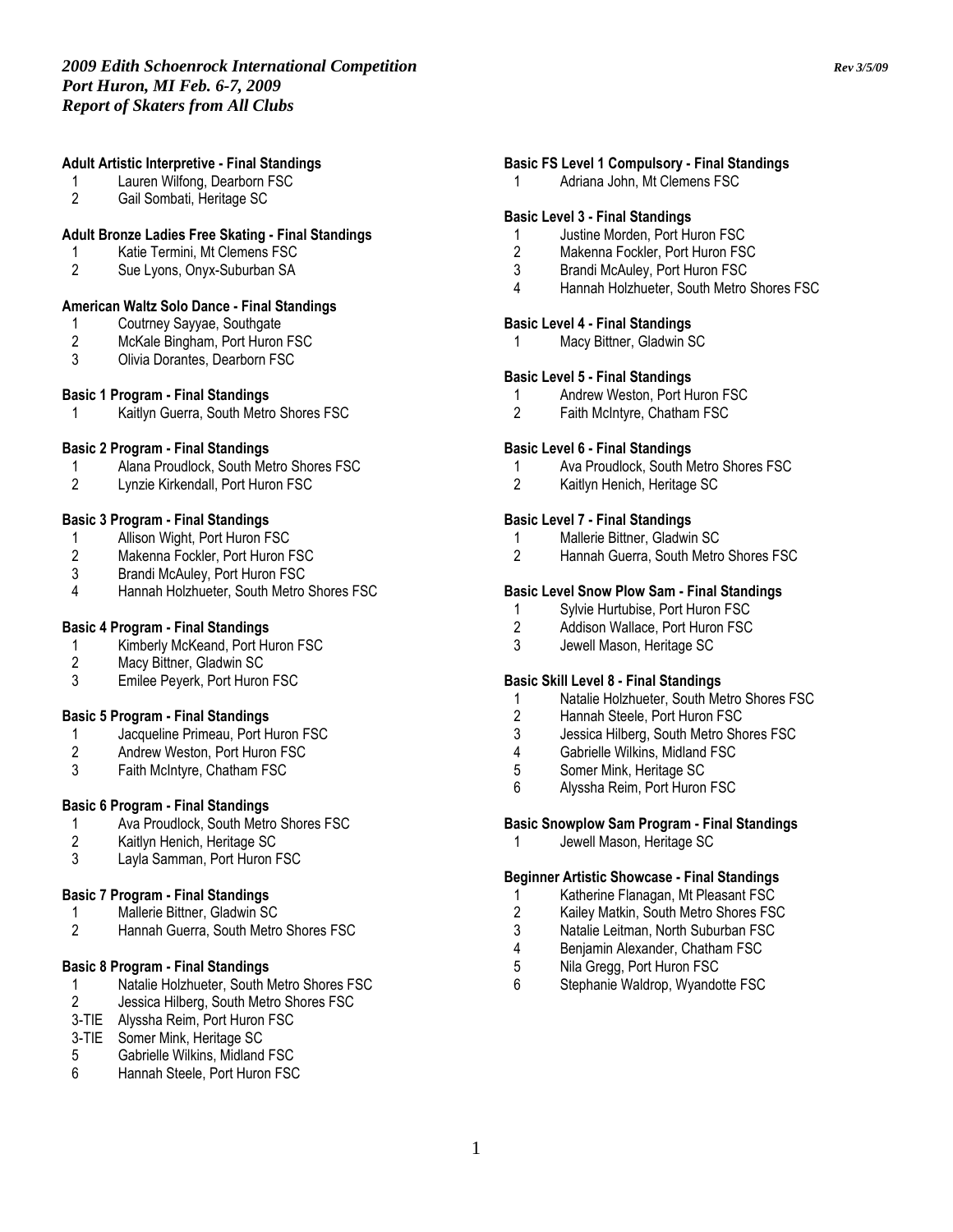*2009 Edith Schoenrock International Competition* *Rev 3/5/09*
*Port Huron, MI Feb. 6-7, 2009*
*Report of Skaters from All Clubs*

**Adult Artistic Interpretive - Final Standings**
1 Lauren Wilfong, Dearborn FSC
2 Gail Sombati, Heritage SC

**Adult Bronze Ladies Free Skating - Final Standings**
1 Katie Termini, Mt Clemens FSC
2 Sue Lyons, Onyx-Suburban SA

**American Waltz Solo Dance - Final Standings**
1 Coutrney Sayyae, Southgate
2 McKale Bingham, Port Huron FSC
3 Olivia Dorantes, Dearborn FSC

**Basic 1 Program - Final Standings**
1 Kaitlyn Guerra, South Metro Shores FSC

**Basic 2 Program - Final Standings**
1 Alana Proudlock, South Metro Shores FSC
2 Lynzie Kirkendall, Port Huron FSC

**Basic 3 Program - Final Standings**
1 Allison Wight, Port Huron FSC
2 Makenna Fockler, Port Huron FSC
3 Brandi McAuley, Port Huron FSC
4 Hannah Holzhueter, South Metro Shores FSC

**Basic 4 Program - Final Standings**
1 Kimberly McKeand, Port Huron FSC
2 Macy Bittner, Gladwin SC
3 Emilee Peyerk, Port Huron FSC

**Basic 5 Program - Final Standings**
1 Jacqueline Primeau, Port Huron FSC
2 Andrew Weston, Port Huron FSC
3 Faith McIntyre, Chatham FSC

**Basic 6 Program - Final Standings**
1 Ava Proudlock, South Metro Shores FSC
2 Kaitlyn Henich, Heritage SC
3 Layla Samman, Port Huron FSC

**Basic 7 Program - Final Standings**
1 Mallerie Bittner, Gladwin SC
2 Hannah Guerra, South Metro Shores FSC

**Basic 8 Program - Final Standings**
1 Natalie Holzhueter, South Metro Shores FSC
2 Jessica Hilberg, South Metro Shores FSC
3-TIE Alyssha Reim, Port Huron FSC
3-TIE Somer Mink, Heritage SC
5 Gabrielle Wilkins, Midland FSC
6 Hannah Steele, Port Huron FSC

**Basic FS Level 1 Compulsory - Final Standings**
1 Adriana John, Mt Clemens FSC

**Basic Level 3 - Final Standings**
1 Justine Morden, Port Huron FSC
2 Makenna Fockler, Port Huron FSC
3 Brandi McAuley, Port Huron FSC
4 Hannah Holzhueter, South Metro Shores FSC

**Basic Level 4 - Final Standings**
1 Macy Bittner, Gladwin SC

**Basic Level 5 - Final Standings**
1 Andrew Weston, Port Huron FSC
2 Faith McIntyre, Chatham FSC

**Basic Level 6 - Final Standings**
1 Ava Proudlock, South Metro Shores FSC
2 Kaitlyn Henich, Heritage SC

**Basic Level 7 - Final Standings**
1 Mallerie Bittner, Gladwin SC
2 Hannah Guerra, South Metro Shores FSC

**Basic Level Snow Plow Sam - Final Standings**
1 Sylvie Hurtubise, Port Huron FSC
2 Addison Wallace, Port Huron FSC
3 Jewell Mason, Heritage SC

**Basic Skill Level 8 - Final Standings**
1 Natalie Holzhueter, South Metro Shores FSC
2 Hannah Steele, Port Huron FSC
3 Jessica Hilberg, South Metro Shores FSC
4 Gabrielle Wilkins, Midland FSC
5 Somer Mink, Heritage SC
6 Alyssha Reim, Port Huron FSC

**Basic Snowplow Sam Program - Final Standings**
1 Jewell Mason, Heritage SC

**Beginner Artistic Showcase - Final Standings**
1 Katherine Flanagan, Mt Pleasant FSC
2 Kailey Matkin, South Metro Shores FSC
3 Natalie Leitman, North Suburban FSC
4 Benjamin Alexander, Chatham FSC
5 Nila Gregg, Port Huron FSC
6 Stephanie Waldrop, Wyandotte FSC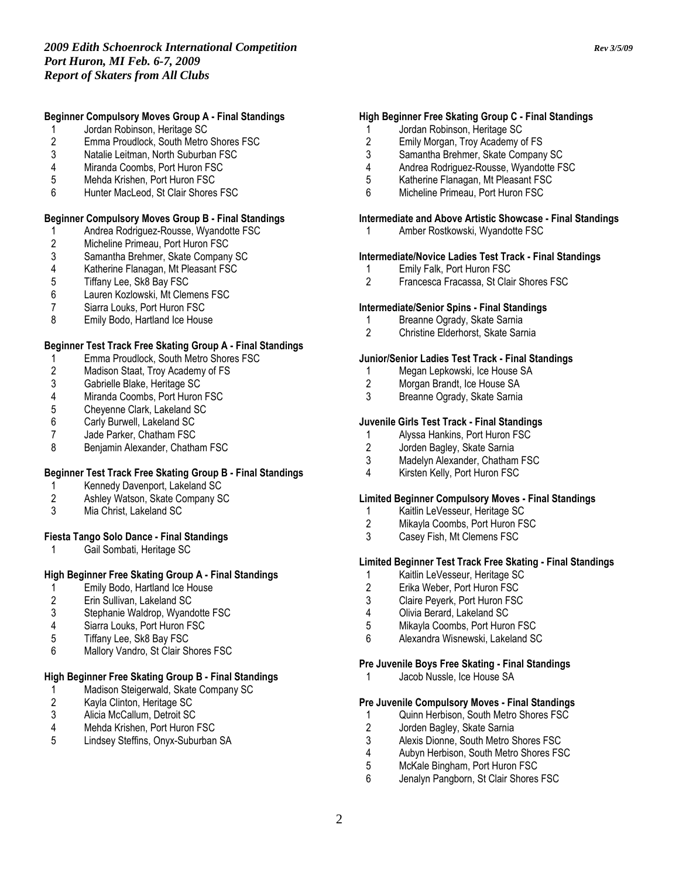*2009 Edith Schoenrock International Competition*
*Port Huron, MI Feb. 6-7, 2009*
*Report of Skaters from All Clubs*

*Rev 3/5/09*

**Beginner Compulsory Moves Group A - Final Standings**

1 Jordan Robinson, Heritage SC
2 Emma Proudlock, South Metro Shores FSC
3 Natalie Leitman, North Suburban FSC
4 Miranda Coombs, Port Huron FSC
5 Mehda Krishen, Port Huron FSC
6 Hunter MacLeod, St Clair Shores FSC

**Beginner Compulsory Moves Group B - Final Standings**

1 Andrea Rodriguez-Rousse, Wyandotte FSC
2 Micheline Primeau, Port Huron FSC
3 Samantha Brehmer, Skate Company SC
4 Katherine Flanagan, Mt Pleasant FSC
5 Tiffany Lee, Sk8 Bay FSC
6 Lauren Kozlowski, Mt Clemens FSC
7 Siarra Louks, Port Huron FSC
8 Emily Bodo, Hartland Ice House

**Beginner Test Track Free Skating Group A - Final Standings**

1 Emma Proudlock, South Metro Shores FSC
2 Madison Staat, Troy Academy of FS
3 Gabrielle Blake, Heritage SC
4 Miranda Coombs, Port Huron FSC
5 Cheyenne Clark, Lakeland SC
6 Carly Burwell, Lakeland SC
7 Jade Parker, Chatham FSC
8 Benjamin Alexander, Chatham FSC

**Beginner Test Track Free Skating Group B - Final Standings**

1 Kennedy Davenport, Lakeland SC
2 Ashley Watson, Skate Company SC
3 Mia Christ, Lakeland SC

**Fiesta Tango Solo Dance - Final Standings**

1 Gail Sombati, Heritage SC

**High Beginner Free Skating Group A - Final Standings**

1 Emily Bodo, Hartland Ice House
2 Erin Sullivan, Lakeland SC
3 Stephanie Waldrop, Wyandotte FSC
4 Siarra Louks, Port Huron FSC
5 Tiffany Lee, Sk8 Bay FSC
6 Mallory Vandro, St Clair Shores FSC

**High Beginner Free Skating Group B - Final Standings**

1 Madison Steigerwald, Skate Company SC
2 Kayla Clinton, Heritage SC
3 Alicia McCallum, Detroit SC
4 Mehda Krishen, Port Huron FSC
5 Lindsey Steffins, Onyx-Suburban SA

**High Beginner Free Skating Group C - Final Standings**

1 Jordan Robinson, Heritage SC
2 Emily Morgan, Troy Academy of FS
3 Samantha Brehmer, Skate Company SC
4 Andrea Rodriguez-Rousse, Wyandotte FSC
5 Katherine Flanagan, Mt Pleasant FSC
6 Micheline Primeau, Port Huron FSC

**Intermediate and Above Artistic Showcase - Final Standings**

1 Amber Rostkowski, Wyandotte FSC

**Intermediate/Novice Ladies Test Track - Final Standings**

1 Emily Falk, Port Huron FSC
2 Francesca Fracassa, St Clair Shores FSC

**Intermediate/Senior Spins - Final Standings**

1 Breanne Ogrady, Skate Sarnia
2 Christine Elderhorst, Skate Sarnia

**Junior/Senior Ladies Test Track - Final Standings**

1 Megan Lepkowski, Ice House SA
2 Morgan Brandt, Ice House SA
3 Breanne Ogrady, Skate Sarnia

**Juvenile Girls Test Track - Final Standings**

1 Alyssa Hankins, Port Huron FSC
2 Jorden Bagley, Skate Sarnia
3 Madelyn Alexander, Chatham FSC
4 Kirsten Kelly, Port Huron FSC

**Limited Beginner Compulsory Moves - Final Standings**

1 Kaitlin LeVesseur, Heritage SC
2 Mikayla Coombs, Port Huron FSC
3 Casey Fish, Mt Clemens FSC

**Limited Beginner Test Track Free Skating - Final Standings**

1 Kaitlin LeVesseur, Heritage SC
2 Erika Weber, Port Huron FSC
3 Claire Peyerk, Port Huron FSC
4 Olivia Berard, Lakeland SC
5 Mikayla Coombs, Port Huron FSC
6 Alexandra Wisnewski, Lakeland SC

**Pre Juvenile Boys Free Skating - Final Standings**

1 Jacob Nussle, Ice House SA

**Pre Juvenile Compulsory Moves - Final Standings**

1 Quinn Herbison, South Metro Shores FSC
2 Jorden Bagley, Skate Sarnia
3 Alexis Dionne, South Metro Shores FSC
4 Aubyn Herbison, South Metro Shores FSC
5 McKale Bingham, Port Huron FSC
6 Jenalyn Pangborn, St Clair Shores FSC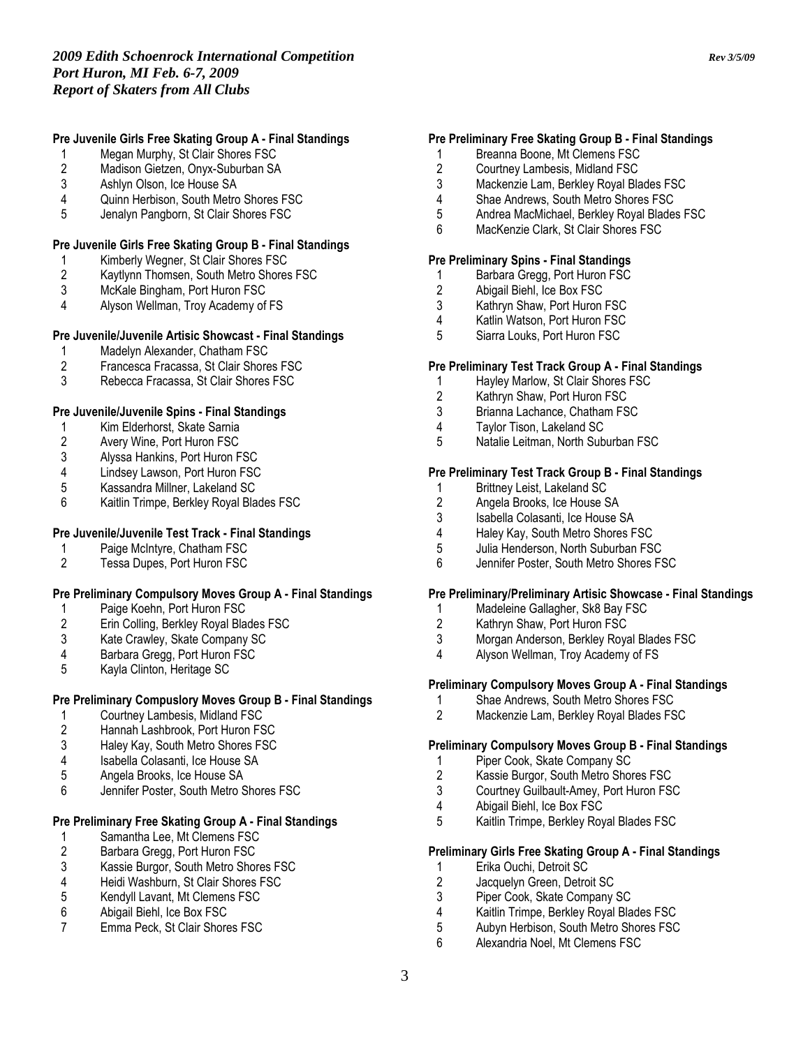### Pre Juvenile Girls Free Skating Group A - Final Standings

1 Megan Murphy, St Clair Shores FSC
2 Madison Gietzen, Onyx-Suburban SA
3 Ashlyn Olson, Ice House SA
4 Quinn Herbison, South Metro Shores FSC
5 Jenalyn Pangborn, St Clair Shores FSC

### Pre Juvenile Girls Free Skating Group B - Final Standings

1 Kimberly Wegner, St Clair Shores FSC
2 Kaytlynn Thomsen, South Metro Shores FSC
3 McKale Bingham, Port Huron FSC
4 Alyson Wellman, Troy Academy of FS

### Pre Juvenile/Juvenile Artisic Showcast - Final Standings

1 Madelyn Alexander, Chatham FSC
2 Francesca Fracassa, St Clair Shores FSC
3 Rebecca Fracassa, St Clair Shores FSC

### Pre Juvenile/Juvenile Spins - Final Standings

1 Kim Elderhorst, Skate Sarnia
2 Avery Wine, Port Huron FSC
3 Alyssa Hankins, Port Huron FSC
4 Lindsey Lawson, Port Huron FSC
5 Kassandra Millner, Lakeland SC
6 Kaitlin Trimpe, Berkley Royal Blades FSC

### Pre Juvenile/Juvenile Test Track - Final Standings

1 Paige McIntyre, Chatham FSC
2 Tessa Dupes, Port Huron FSC

### Pre Preliminary Compulsory Moves Group A - Final Standings

1 Paige Koehn, Port Huron FSC
2 Erin Colling, Berkley Royal Blades FSC
3 Kate Crawley, Skate Company SC
4 Barbara Gregg, Port Huron FSC
5 Kayla Clinton, Heritage SC

### Pre Preliminary Compuslory Moves Group B - Final Standings

1 Courtney Lambesis, Midland FSC
2 Hannah Lashbrook, Port Huron FSC
3 Haley Kay, South Metro Shores FSC
4 Isabella Colasanti, Ice House SA
5 Angela Brooks, Ice House SA
6 Jennifer Poster, South Metro Shores FSC

### Pre Preliminary Free Skating Group A - Final Standings

1 Samantha Lee, Mt Clemens FSC
2 Barbara Gregg, Port Huron FSC
3 Kassie Burgor, South Metro Shores FSC
4 Heidi Washburn, St Clair Shores FSC
5 Kendyll Lavant, Mt Clemens FSC
6 Abigail Biehl, Ice Box FSC
7 Emma Peck, St Clair Shores FSC

### Pre Preliminary Free Skating Group B - Final Standings

1 Breanna Boone, Mt Clemens FSC
2 Courtney Lambesis, Midland FSC
3 Mackenzie Lam, Berkley Royal Blades FSC
4 Shae Andrews, South Metro Shores FSC
5 Andrea MacMichael, Berkley Royal Blades FSC
6 MacKenzie Clark, St Clair Shores FSC

### Pre Preliminary Spins - Final Standings

1 Barbara Gregg, Port Huron FSC
2 Abigail Biehl, Ice Box FSC
3 Kathryn Shaw, Port Huron FSC
4 Katlin Watson, Port Huron FSC
5 Siarra Louks, Port Huron FSC

### Pre Preliminary Test Track Group A - Final Standings

1 Hayley Marlow, St Clair Shores FSC
2 Kathryn Shaw, Port Huron FSC
3 Brianna Lachance, Chatham FSC
4 Taylor Tison, Lakeland SC
5 Natalie Leitman, North Suburban FSC

### Pre Preliminary Test Track Group B - Final Standings

1 Brittney Leist, Lakeland SC
2 Angela Brooks, Ice House SA
3 Isabella Colasanti, Ice House SA
4 Haley Kay, South Metro Shores FSC
5 Julia Henderson, North Suburban FSC
6 Jennifer Poster, South Metro Shores FSC

### Pre Preliminary/Preliminary Artisic Showcase - Final Standings

1 Madeleine Gallagher, Sk8 Bay FSC
2 Kathryn Shaw, Port Huron FSC
3 Morgan Anderson, Berkley Royal Blades FSC
4 Alyson Wellman, Troy Academy of FS

### Preliminary Compulsory Moves Group A - Final Standings

1 Shae Andrews, South Metro Shores FSC
2 Mackenzie Lam, Berkley Royal Blades FSC

### Preliminary Compulsory Moves Group B - Final Standings

1 Piper Cook, Skate Company SC
2 Kassie Burgor, South Metro Shores FSC
3 Courtney Guilbault-Amey, Port Huron FSC
4 Abigail Biehl, Ice Box FSC
5 Kaitlin Trimpe, Berkley Royal Blades FSC

### Preliminary Girls Free Skating Group A - Final Standings

1 Erika Ouchi, Detroit SC
2 Jacquelyn Green, Detroit SC
3 Piper Cook, Skate Company SC
4 Kaitlin Trimpe, Berkley Royal Blades FSC
5 Aubyn Herbison, South Metro Shores FSC
6 Alexandria Noel, Mt Clemens FSC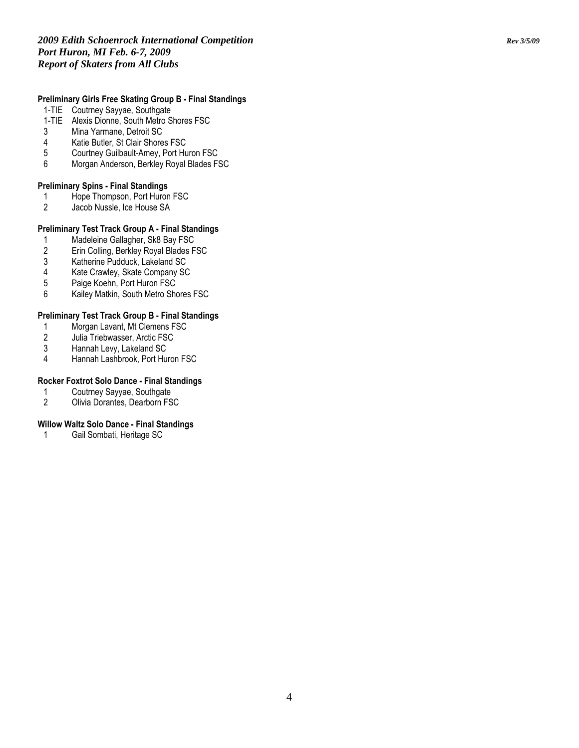### Preliminary Girls Free Skating Group B - Final Standings

1-TIE Coutrney Sayyae, Southgate
1-TIE Alexis Dionne, South Metro Shores FSC
3 Mina Yarmane, Detroit SC
4 Katie Butler, St Clair Shores FSC
5 Courtney Guilbault-Amey, Port Huron FSC
6 Morgan Anderson, Berkley Royal Blades FSC

### Preliminary Spins - Final Standings

1 Hope Thompson, Port Huron FSC
2 Jacob Nussle, Ice House SA

### Preliminary Test Track Group A - Final Standings

1 Madeleine Gallagher, Sk8 Bay FSC
2 Erin Colling, Berkley Royal Blades FSC
3 Katherine Pudduck, Lakeland SC
4 Kate Crawley, Skate Company SC
5 Paige Koehn, Port Huron FSC
6 Kailey Matkin, South Metro Shores FSC

### Preliminary Test Track Group B - Final Standings

1 Morgan Lavant, Mt Clemens FSC
2 Julia Triebwasser, Arctic FSC
3 Hannah Levy, Lakeland SC
4 Hannah Lashbrook, Port Huron FSC

### Rocker Foxtrot Solo Dance - Final Standings

1 Coutrney Sayyae, Southgate
2 Olivia Dorantes, Dearborn FSC

### Willow Waltz Solo Dance - Final Standings

1 Gail Sombati, Heritage SC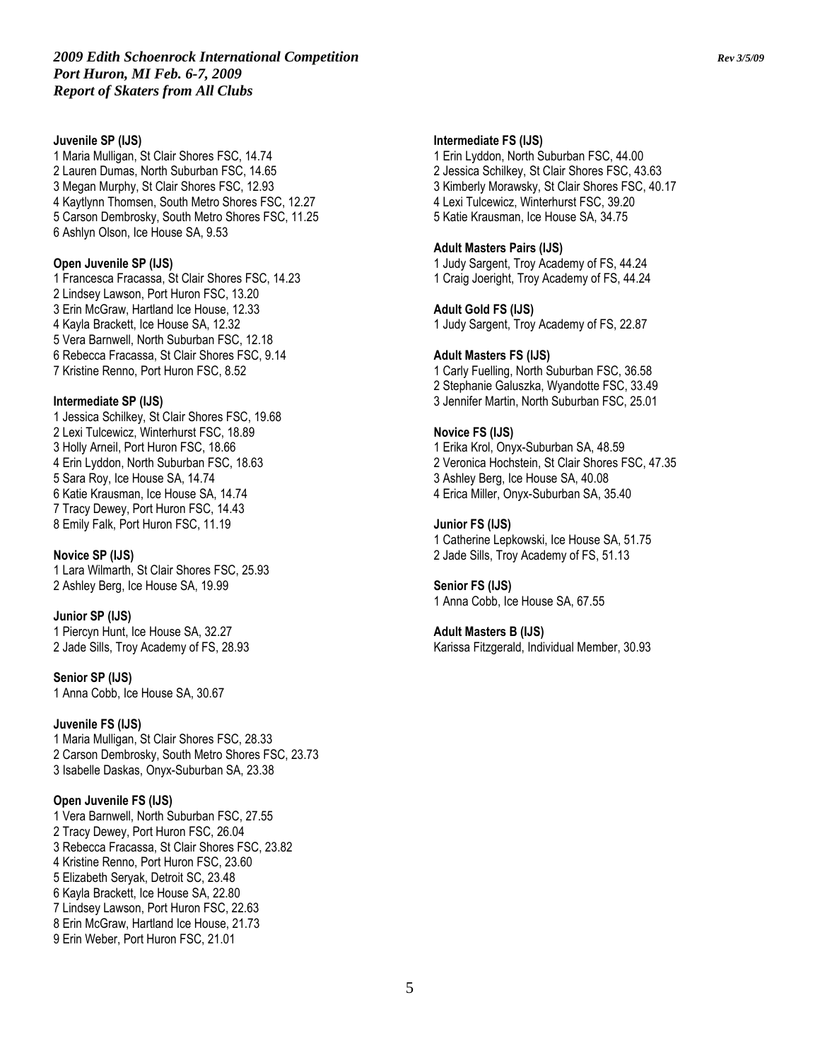*2009 Edith Schoenrock International Competition*
*Port Huron, MI Feb. 6-7, 2009*
*Report of Skaters from All Clubs*

*Rev 3/5/09*

**Juvenile SP (IJS)**
1 Maria Mulligan, St Clair Shores FSC, 14.74
2 Lauren Dumas, North Suburban FSC, 14.65
3 Megan Murphy, St Clair Shores FSC, 12.93
4 Kaytlynn Thomsen, South Metro Shores FSC, 12.27
5 Carson Dembrosky, South Metro Shores FSC, 11.25
6 Ashlyn Olson, Ice House SA, 9.53

**Open Juvenile SP (IJS)**
1 Francesca Fracassa, St Clair Shores FSC, 14.23
2 Lindsey Lawson, Port Huron FSC, 13.20
3 Erin McGraw, Hartland Ice House, 12.33
4 Kayla Brackett, Ice House SA, 12.32
5 Vera Barnwell, North Suburban FSC, 12.18
6 Rebecca Fracassa, St Clair Shores FSC, 9.14
7 Kristine Renno, Port Huron FSC, 8.52

**Intermediate SP (IJS)**
1 Jessica Schilkey, St Clair Shores FSC, 19.68
2 Lexi Tulcewicz, Winterhurst FSC, 18.89
3 Holly Arneil, Port Huron FSC, 18.66
4 Erin Lyddon, North Suburban FSC, 18.63
5 Sara Roy, Ice House SA, 14.74
6 Katie Krausman, Ice House SA, 14.74
7 Tracy Dewey, Port Huron FSC, 14.43
8 Emily Falk, Port Huron FSC, 11.19

**Novice SP (IJS)**
1 Lara Wilmarth, St Clair Shores FSC, 25.93
2 Ashley Berg, Ice House SA, 19.99

**Junior SP (IJS)**
1 Piercyn Hunt, Ice House SA, 32.27
2 Jade Sills, Troy Academy of FS, 28.93

**Senior SP (IJS)**
1 Anna Cobb, Ice House SA, 30.67

**Juvenile FS (IJS)**
1 Maria Mulligan, St Clair Shores FSC, 28.33
2 Carson Dembrosky, South Metro Shores FSC, 23.73
3 Isabelle Daskas, Onyx-Suburban SA, 23.38

**Open Juvenile FS (IJS)**
1 Vera Barnwell, North Suburban FSC, 27.55
2 Tracy Dewey, Port Huron FSC, 26.04
3 Rebecca Fracassa, St Clair Shores FSC, 23.82
4 Kristine Renno, Port Huron FSC, 23.60
5 Elizabeth Seryak, Detroit SC, 23.48
6 Kayla Brackett, Ice House SA, 22.80
7 Lindsey Lawson, Port Huron FSC, 22.63
8 Erin McGraw, Hartland Ice House, 21.73
9 Erin Weber, Port Huron FSC, 21.01

**Intermediate FS (IJS)**
1 Erin Lyddon, North Suburban FSC, 44.00
2 Jessica Schilkey, St Clair Shores FSC, 43.63
3 Kimberly Morawsky, St Clair Shores FSC, 40.17
4 Lexi Tulcewicz, Winterhurst FSC, 39.20
5 Katie Krausman, Ice House SA, 34.75

**Adult Masters Pairs (IJS)**
1 Judy Sargent, Troy Academy of FS, 44.24
1 Craig Joeright, Troy Academy of FS, 44.24

**Adult Gold FS (IJS)**
1 Judy Sargent, Troy Academy of FS, 22.87

**Adult Masters FS (IJS)**
1 Carly Fuelling, North Suburban FSC, 36.58
2 Stephanie Galuszka, Wyandotte FSC, 33.49
3 Jennifer Martin, North Suburban FSC, 25.01

**Novice FS (IJS)**
1 Erika Krol, Onyx-Suburban SA, 48.59
2 Veronica Hochstein, St Clair Shores FSC, 47.35
3 Ashley Berg, Ice House SA, 40.08
4 Erica Miller, Onyx-Suburban SA, 35.40

**Junior FS (IJS)**
1 Catherine Lepkowski, Ice House SA, 51.75
2 Jade Sills, Troy Academy of FS, 51.13

**Senior FS (IJS)**
1 Anna Cobb, Ice House SA, 67.55

**Adult Masters B (IJS)**
Karissa Fitzgerald, Individual Member, 30.93